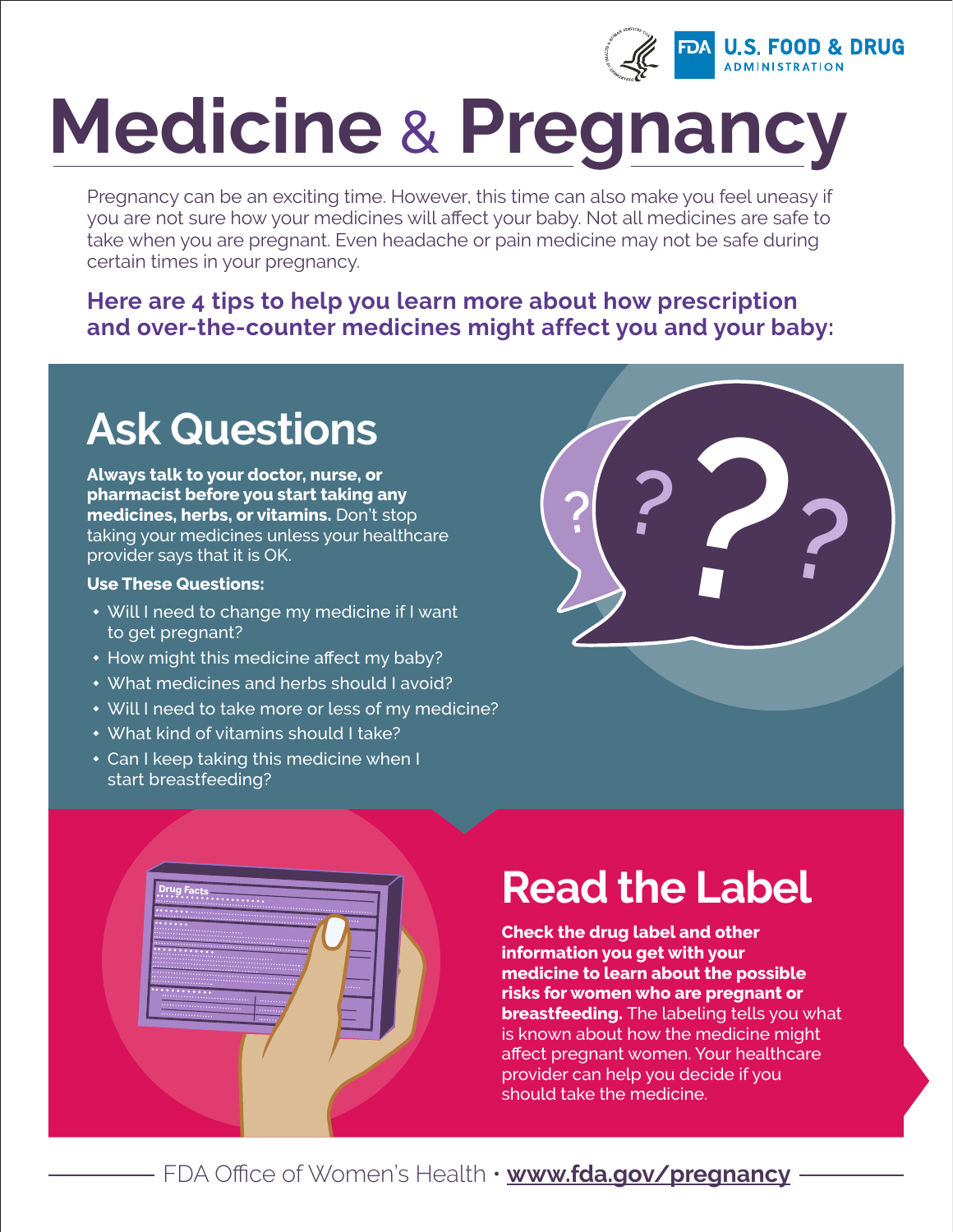# Medicine & Pregnancy

Pregnancy can be an exciting time. However, this time can also make you feel uneasy if you are not sure how your medicines will affect your baby. Not all medicines are safe to take when you are pregnant. Even headache or pain medicine may not be safe during certain times in your pregnancy.

**Here are 4 tips to help you learn more about how prescription and over-the-counter medicines might affect you and your baby:**

## Ask Questions

**Always talk to your doctor, nurse, or pharmacist before you start taking any medicines, herbs, or vitamins.** Don't stop taking your medicines unless your healthcare provider says that it is OK.

**Use These Questions:**

- Will I need to change my medicine if I want to get pregnant?
- How might this medicine affect my baby?
- What medicines and herbs should I avoid?
- Will I need to take more or less of my medicine?
- What kind of vitamins should I take?
- Can I keep taking this medicine when I start breastfeeding?

## Read the Label

**Check the drug label and other information you get with your medicine to learn about the possible risks for women who are pregnant or breastfeeding.** The labeling tells you what is known about how the medicine might affect pregnant women. Your healthcare provider can help you decide if you should take the medicine.

FDA Office of Women's Health • **www.fda.gov/pregnancy**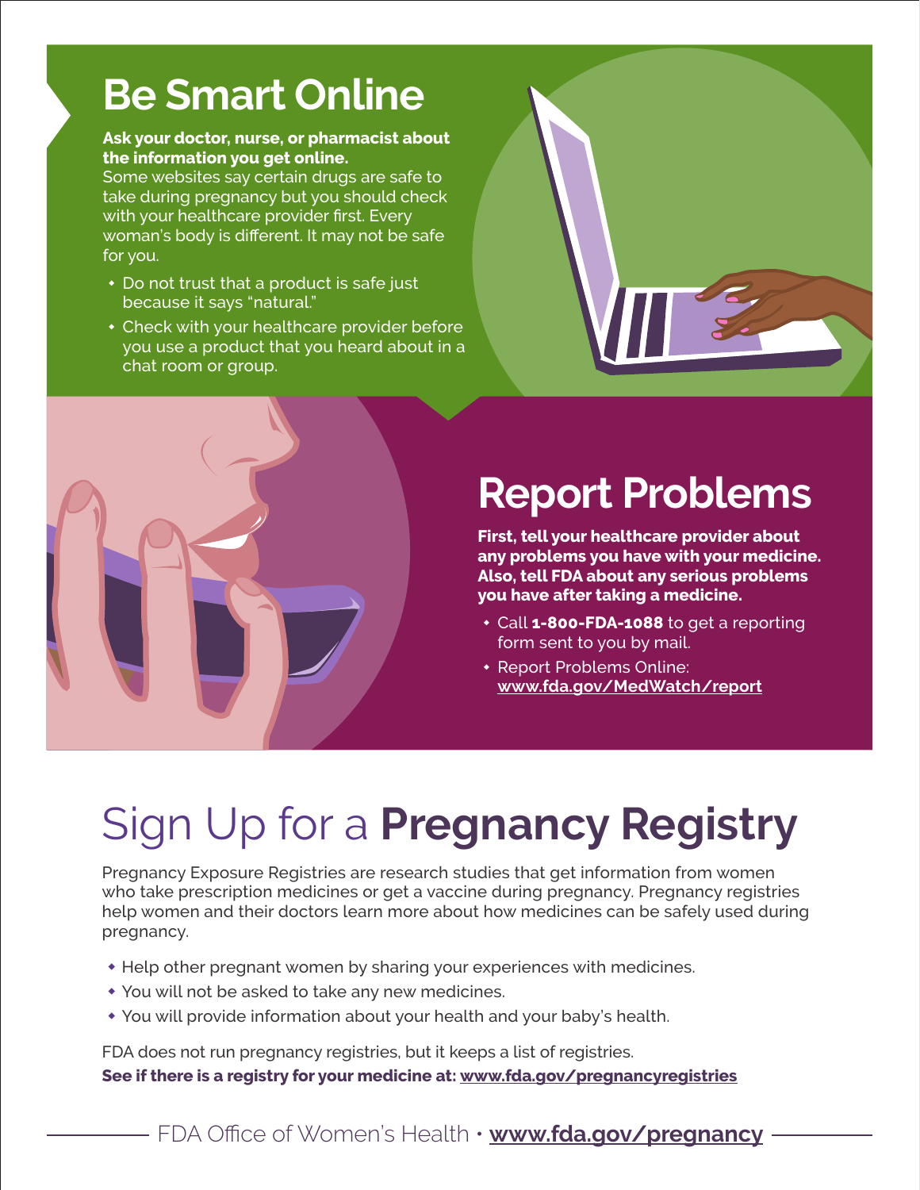## Be Smart Online

**Ask your doctor, nurse, or pharmacist about the information you get online.**
Some websites say certain drugs are safe to take during pregnancy but you should check with your healthcare provider first. Every woman's body is different. It may not be safe for you.

- Do not trust that a product is safe just because it says "natural."
- Check with your healthcare provider before you use a product that you heard about in a chat room or group.

## Report Problems

**First, tell your healthcare provider about any problems you have with your medicine. Also, tell FDA about any serious problems you have after taking a medicine.**

- Call **1-800-FDA-1088** to get a reporting form sent to you by mail.
- Report Problems Online: **www.fda.gov/MedWatch/report**

## Sign Up for a **Pregnancy Registry**

Pregnancy Exposure Registries are research studies that get information from women who take prescription medicines or get a vaccine during pregnancy. Pregnancy registries help women and their doctors learn more about how medicines can be safely used during pregnancy.

- Help other pregnant women by sharing your experiences with medicines.
- You will not be asked to take any new medicines.
- You will provide information about your health and your baby's health.

FDA does not run pregnancy registries, but it keeps a list of registries.
**See if there is a registry for your medicine at: www.fda.gov/pregnancyregistries**

FDA Office of Women's Health • **www.fda.gov/pregnancy**